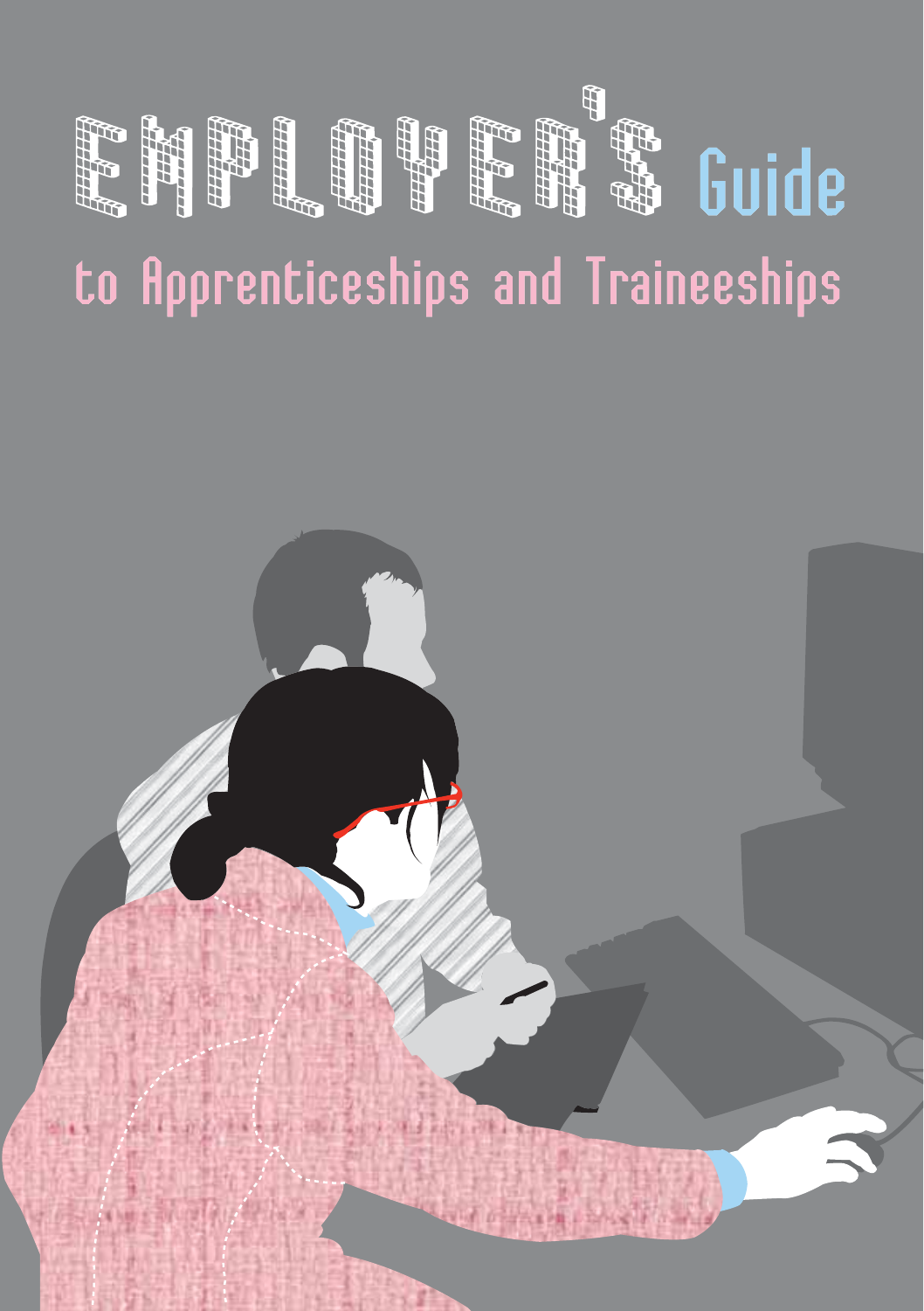# EMPLOYER'S Guide

## to Apprenticeships and Traineeships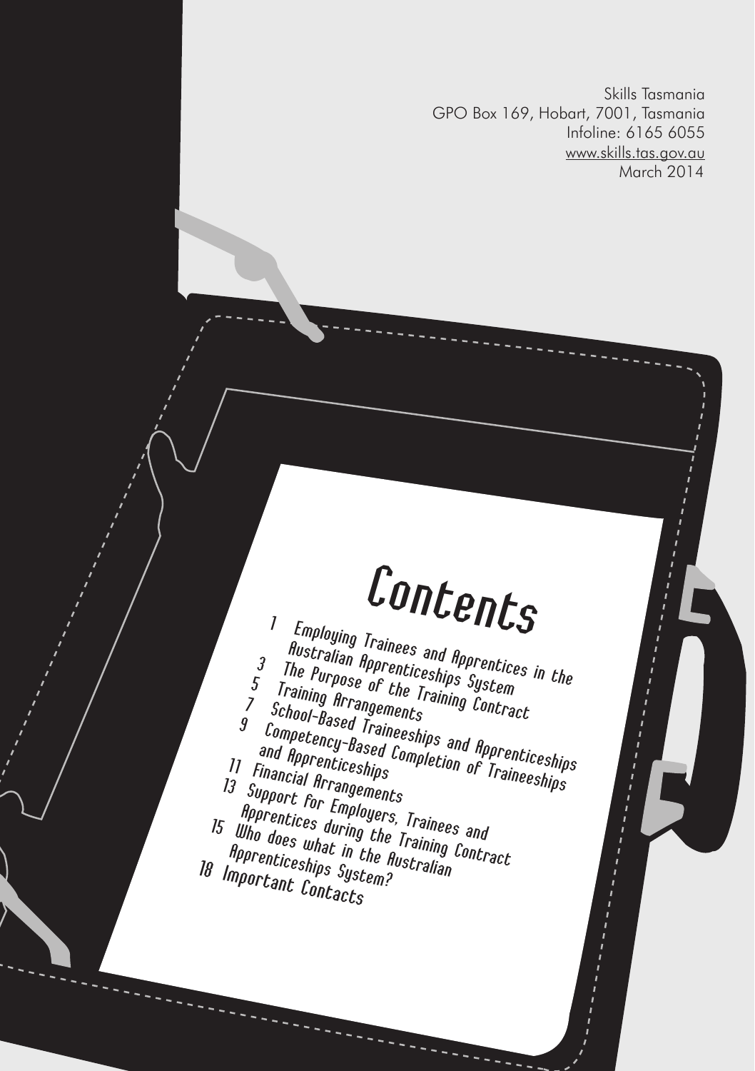Skills Tasmania
GPO Box 169, Hobart, 7001, Tasmania
Infoline: 6165 6055
www.skills.tas.gov.au
March 2014

# Contents

1 Employing Trainees and Apprentices in the Australian Apprenticeships System
3 The Purpose of the Training Contract
5 Training Arrangements
7 School-Based Traineeships and Apprenticeships
9 Competency-Based Completion of Traineeships and Apprenticeships
11 Financial Arrangements
13 Support for Employers, Trainees and Apprentices during the Training Contract
15 Who does what in the Australian Apprenticeships System?
18 Important Contacts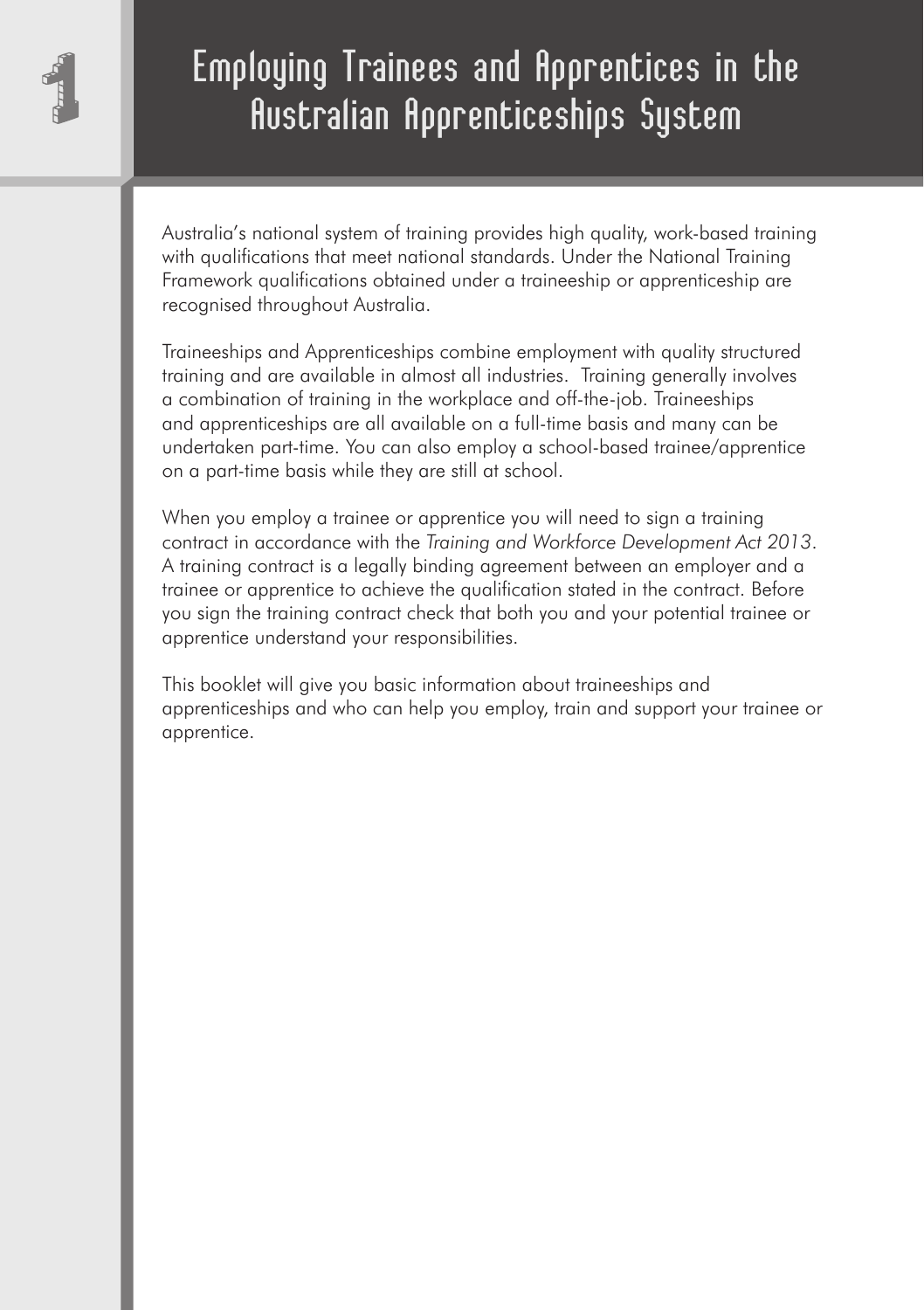# 1 Employing Trainees and Apprentices in the Australian Apprenticeships System

Australia's national system of training provides high quality, work-based training with qualifications that meet national standards. Under the National Training Framework qualifications obtained under a traineeship or apprenticeship are recognised throughout Australia.

Traineeships and Apprenticeships combine employment with quality structured training and are available in almost all industries. Training generally involves a combination of training in the workplace and off-the-job. Traineeships and apprenticeships are all available on a full-time basis and many can be undertaken part-time. You can also employ a school-based trainee/apprentice on a part-time basis while they are still at school.

When you employ a trainee or apprentice you will need to sign a training contract in accordance with the *Training and Workforce Development Act 2013*. A training contract is a legally binding agreement between an employer and a trainee or apprentice to achieve the qualification stated in the contract. Before you sign the training contract check that both you and your potential trainee or apprentice understand your responsibilities.

This booklet will give you basic information about traineeships and apprenticeships and who can help you employ, train and support your trainee or apprentice.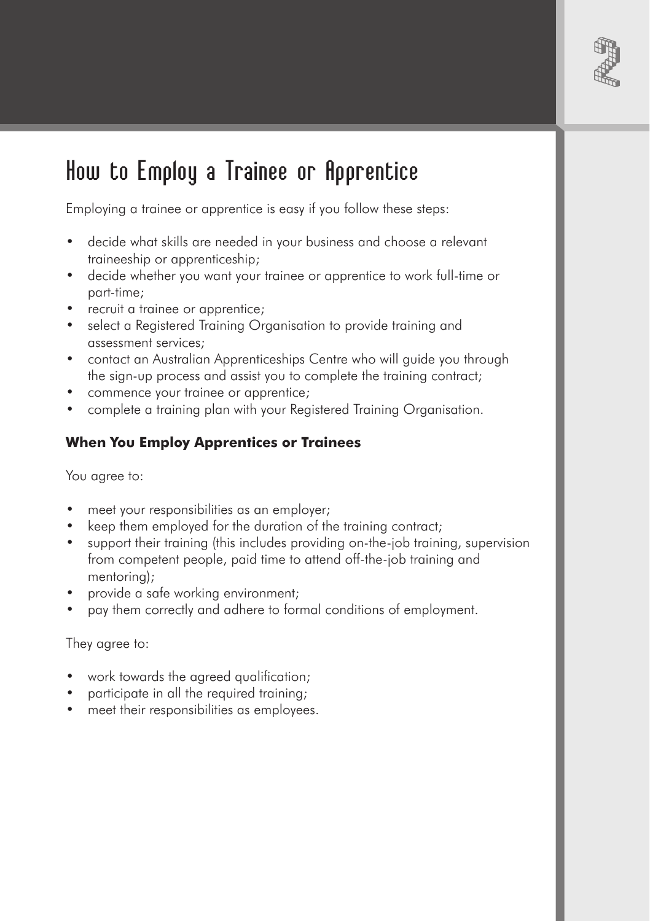# How to Employ a Trainee or Apprentice

Employing a trainee or apprentice is easy if you follow these steps:

- decide what skills are needed in your business and choose a relevant traineeship or apprenticeship;
- decide whether you want your trainee or apprentice to work full-time or part-time;
- recruit a trainee or apprentice;
- select a Registered Training Organisation to provide training and assessment services;
- contact an Australian Apprenticeships Centre who will guide you through the sign-up process and assist you to complete the training contract;
- commence your trainee or apprentice;
- complete a training plan with your Registered Training Organisation.

### When You Employ Apprentices or Trainees

You agree to:

- meet your responsibilities as an employer;
- keep them employed for the duration of the training contract;
- support their training (this includes providing on-the-job training, supervision from competent people, paid time to attend off-the-job training and mentoring);
- provide a safe working environment;
- pay them correctly and adhere to formal conditions of employment.

They agree to:

- work towards the agreed qualification;
- participate in all the required training;
- meet their responsibilities as employees.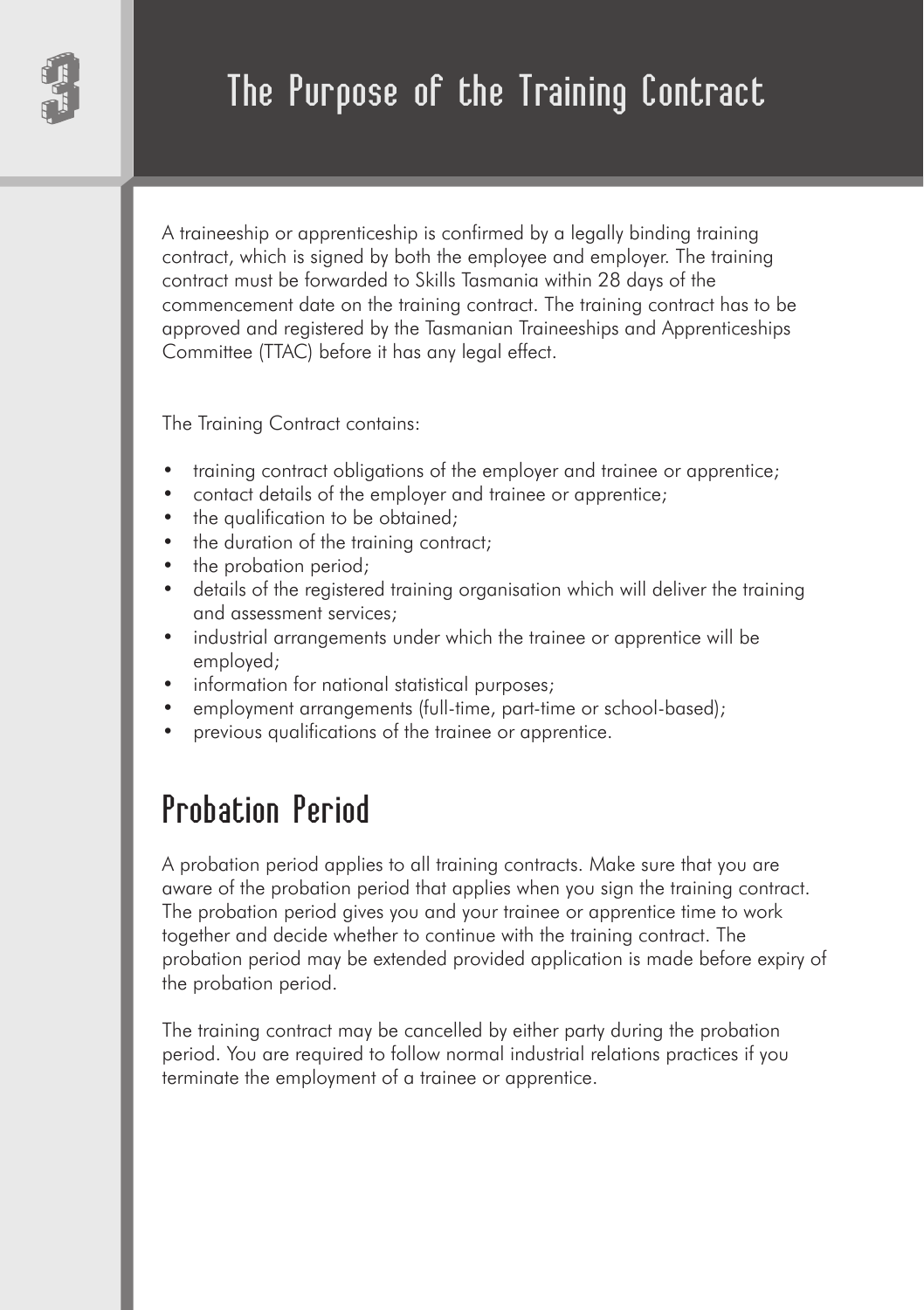# 3 The Purpose of the Training Contract

A traineeship or apprenticeship is confirmed by a legally binding training contract, which is signed by both the employee and employer. The training contract must be forwarded to Skills Tasmania within 28 days of the commencement date on the training contract. The training contract has to be approved and registered by the Tasmanian Traineeships and Apprenticeships Committee (TTAC) before it has any legal effect.

The Training Contract contains:

- training contract obligations of the employer and trainee or apprentice;
- contact details of the employer and trainee or apprentice;
- the qualification to be obtained;
- the duration of the training contract;
- the probation period;
- details of the registered training organisation which will deliver the training and assessment services;
- industrial arrangements under which the trainee or apprentice will be employed;
- information for national statistical purposes;
- employment arrangements (full-time, part-time or school-based);
- previous qualifications of the trainee or apprentice.

## Probation Period

A probation period applies to all training contracts. Make sure that you are aware of the probation period that applies when you sign the training contract. The probation period gives you and your trainee or apprentice time to work together and decide whether to continue with the training contract. The probation period may be extended provided application is made before expiry of the probation period.

The training contract may be cancelled by either party during the probation period. You are required to follow normal industrial relations practices if you terminate the employment of a trainee or apprentice.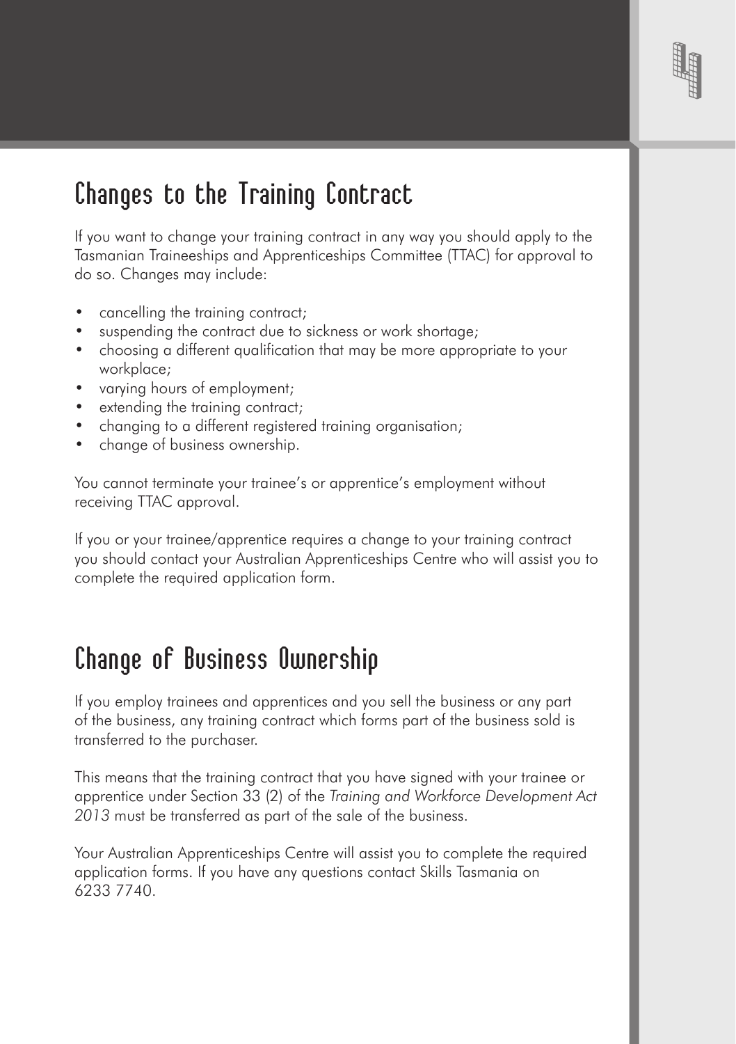## Changes to the Training Contract

If you want to change your training contract in any way you should apply to the Tasmanian Traineeships and Apprenticeships Committee (TTAC) for approval to do so. Changes may include:

- cancelling the training contract;
- suspending the contract due to sickness or work shortage;
- choosing a different qualification that may be more appropriate to your workplace;
- varying hours of employment;
- extending the training contract;
- changing to a different registered training organisation;
- change of business ownership.

You cannot terminate your trainee's or apprentice's employment without receiving TTAC approval.

If you or your trainee/apprentice requires a change to your training contract you should contact your Australian Apprenticeships Centre who will assist you to complete the required application form.

## Change of Business Ownership

If you employ trainees and apprentices and you sell the business or any part of the business, any training contract which forms part of the business sold is transferred to the purchaser.

This means that the training contract that you have signed with your trainee or apprentice under Section 33 (2) of the *Training and Workforce Development Act 2013* must be transferred as part of the sale of the business.

Your Australian Apprenticeships Centre will assist you to complete the required application forms. If you have any questions contact Skills Tasmania on 6233 7740.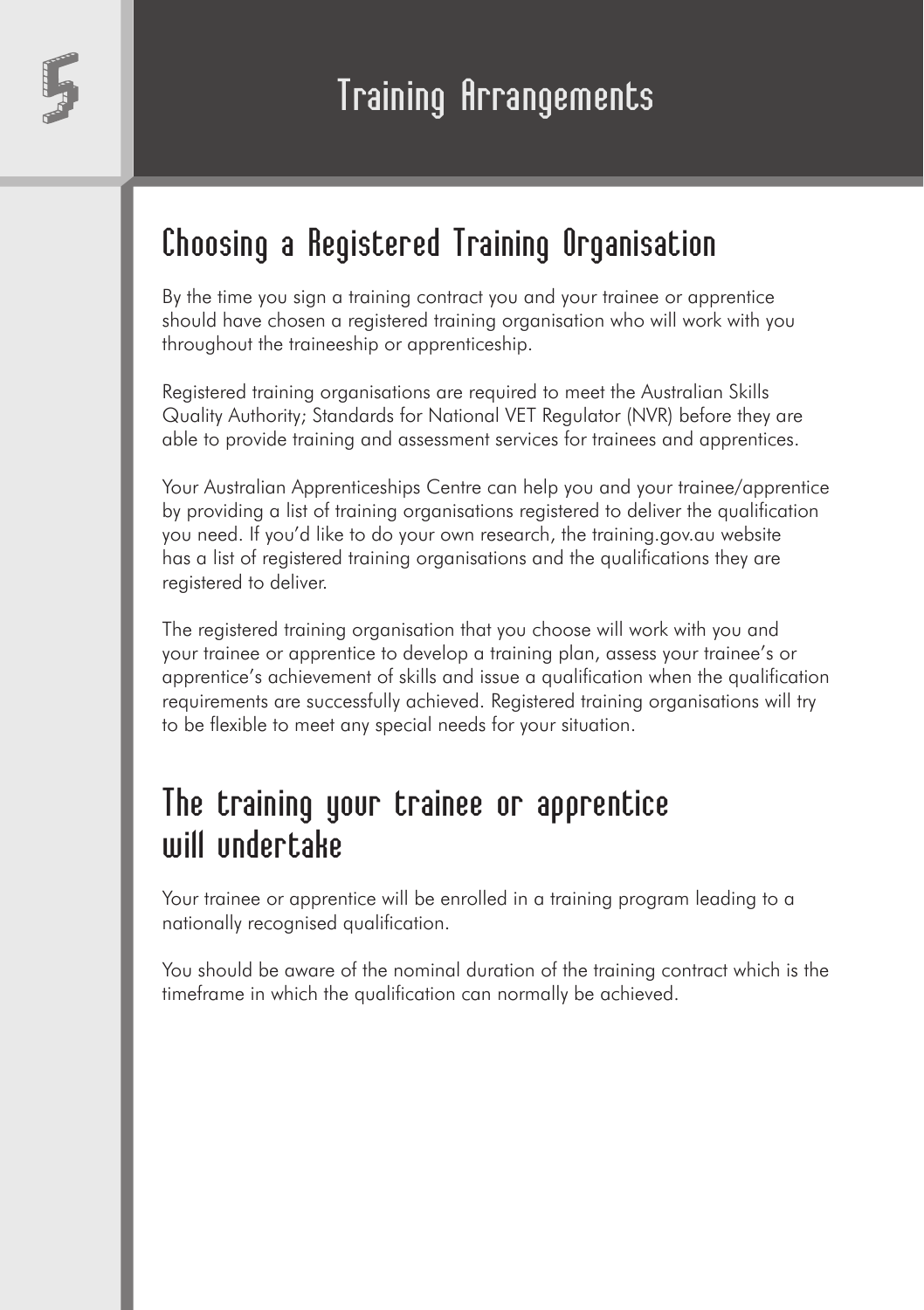# Training Arrangements

## Choosing a Registered Training Organisation

By the time you sign a training contract you and your trainee or apprentice should have chosen a registered training organisation who will work with you throughout the traineeship or apprenticeship.

Registered training organisations are required to meet the Australian Skills Quality Authority; Standards for National VET Regulator (NVR) before they are able to provide training and assessment services for trainees and apprentices.

Your Australian Apprenticeships Centre can help you and your trainee/apprentice by providing a list of training organisations registered to deliver the qualification you need. If you'd like to do your own research, the training.gov.au website has a list of registered training organisations and the qualifications they are registered to deliver.

The registered training organisation that you choose will work with you and your trainee or apprentice to develop a training plan, assess your trainee's or apprentice's achievement of skills and issue a qualification when the qualification requirements are successfully achieved. Registered training organisations will try to be flexible to meet any special needs for your situation.

## The training your trainee or apprentice will undertake

Your trainee or apprentice will be enrolled in a training program leading to a nationally recognised qualification.

You should be aware of the nominal duration of the training contract which is the timeframe in which the qualification can normally be achieved.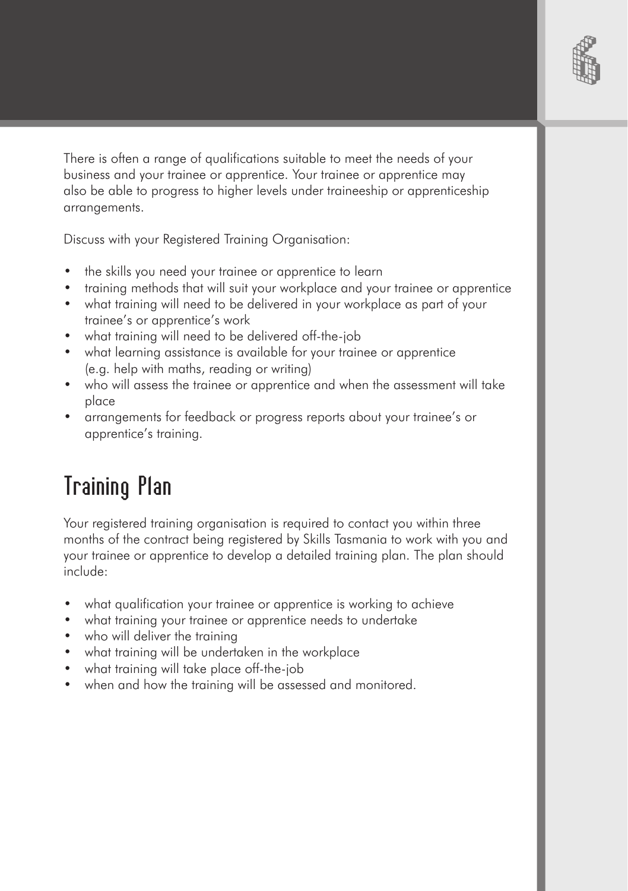There is often a range of qualifications suitable to meet the needs of your business and your trainee or apprentice. Your trainee or apprentice may also be able to progress to higher levels under traineeship or apprenticeship arrangements.

Discuss with your Registered Training Organisation:

- the skills you need your trainee or apprentice to learn
- training methods that will suit your workplace and your trainee or apprentice
- what training will need to be delivered in your workplace as part of your trainee's or apprentice's work
- what training will need to be delivered off-the-job
- what learning assistance is available for your trainee or apprentice (e.g. help with maths, reading or writing)
- who will assess the trainee or apprentice and when the assessment will take place
- arrangements for feedback or progress reports about your trainee's or apprentice's training.

## Training Plan

Your registered training organisation is required to contact you within three months of the contract being registered by Skills Tasmania to work with you and your trainee or apprentice to develop a detailed training plan. The plan should include:

- what qualification your trainee or apprentice is working to achieve
- what training your trainee or apprentice needs to undertake
- who will deliver the training
- what training will be undertaken in the workplace
- what training will take place off-the-job
- when and how the training will be assessed and monitored.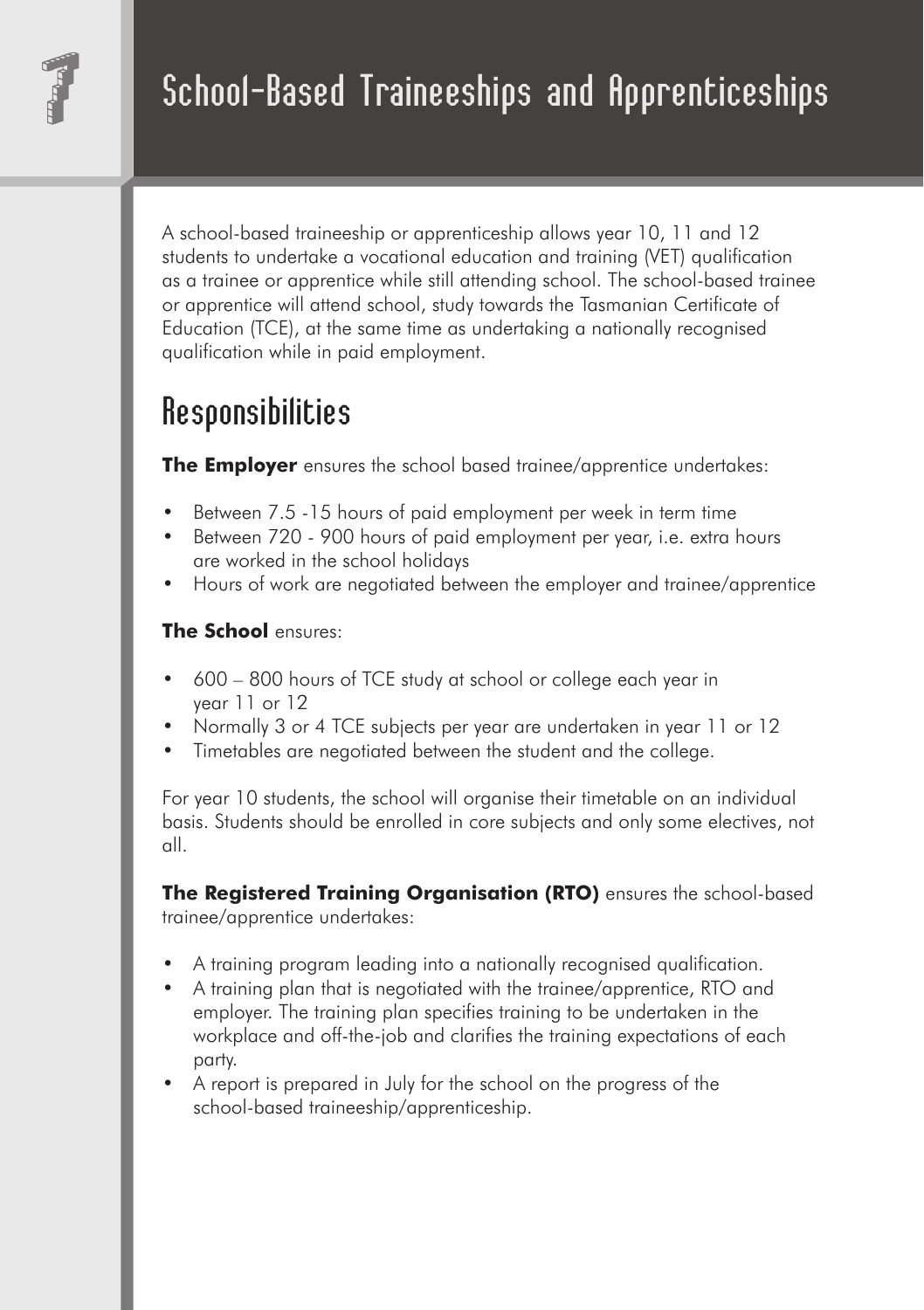# School-Based Traineeships and Apprenticeships

A school-based traineeship or apprenticeship allows year 10, 11 and 12 students to undertake a vocational education and training (VET) qualification as a trainee or apprentice while still attending school. The school-based trainee or apprentice will attend school, study towards the Tasmanian Certificate of Education (TCE), at the same time as undertaking a nationally recognised qualification while in paid employment.

## Responsibilities

**The Employer** ensures the school based trainee/apprentice undertakes:

- Between 7.5 -15 hours of paid employment per week in term time
- Between 720 - 900 hours of paid employment per year, i.e. extra hours are worked in the school holidays
- Hours of work are negotiated between the employer and trainee/apprentice

**The School** ensures:

- 600 – 800 hours of TCE study at school or college each year in year 11 or 12
- Normally 3 or 4 TCE subjects per year are undertaken in year 11 or 12
- Timetables are negotiated between the student and the college.

For year 10 students, the school will organise their timetable on an individual basis. Students should be enrolled in core subjects and only some electives, not all.

**The Registered Training Organisation (RTO)** ensures the school-based trainee/apprentice undertakes:

- A training program leading into a nationally recognised qualification.
- A training plan that is negotiated with the trainee/apprentice, RTO and employer. The training plan specifies training to be undertaken in the workplace and off-the-job and clarifies the training expectations of each party.
- A report is prepared in July for the school on the progress of the school-based traineeship/apprenticeship.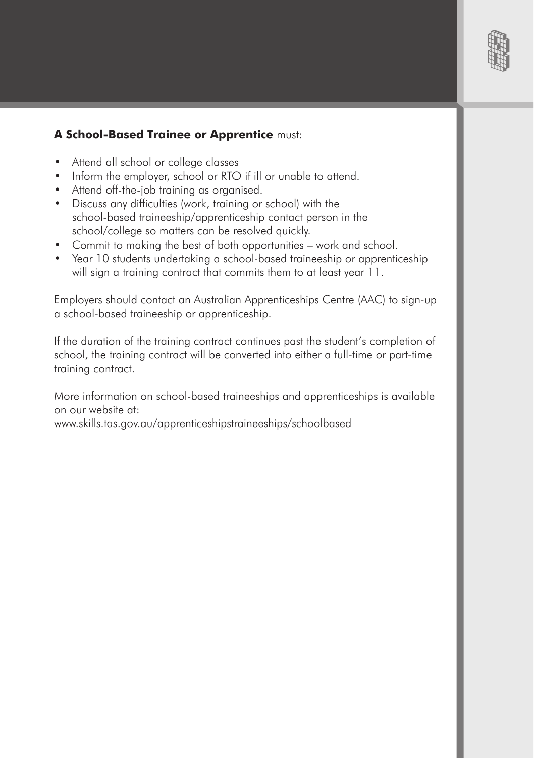**A School-Based Trainee or Apprentice** must:

- Attend all school or college classes
- Inform the employer, school or RTO if ill or unable to attend.
- Attend off-the-job training as organised.
- Discuss any difficulties (work, training or school) with the school-based traineeship/apprenticeship contact person in the school/college so matters can be resolved quickly.
- Commit to making the best of both opportunities – work and school.
- Year 10 students undertaking a school-based traineeship or apprenticeship will sign a training contract that commits them to at least year 11.

Employers should contact an Australian Apprenticeships Centre (AAC) to sign-up a school-based traineeship or apprenticeship.

If the duration of the training contract continues past the student's completion of school, the training contract will be converted into either a full-time or part-time training contract.

More information on school-based traineeships and apprenticeships is available on our website at:
www.skills.tas.gov.au/apprenticeshipstraineeships/schoolbased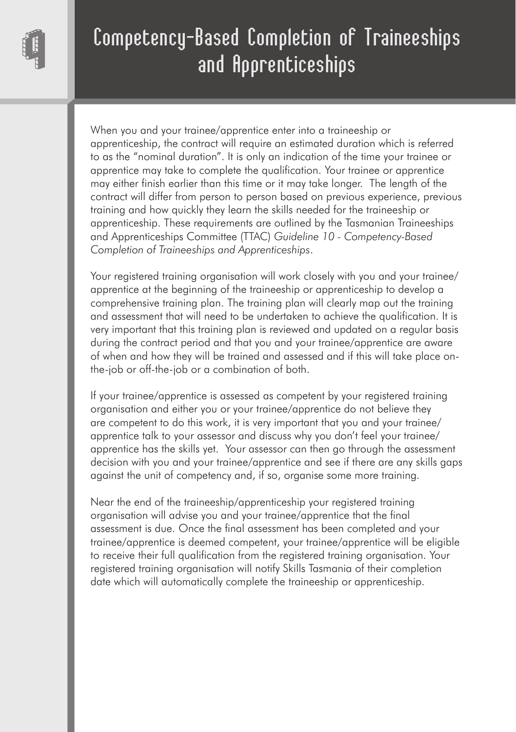# Competency-Based Completion of Traineeships and Apprenticeships

When you and your trainee/apprentice enter into a traineeship or apprenticeship, the contract will require an estimated duration which is referred to as the "nominal duration". It is only an indication of the time your trainee or apprentice may take to complete the qualification. Your trainee or apprentice may either finish earlier than this time or it may take longer. The length of the contract will differ from person to person based on previous experience, previous training and how quickly they learn the skills needed for the traineeship or apprenticeship. These requirements are outlined by the Tasmanian Traineeships and Apprenticeships Committee (TTAC) *Guideline 10 - Competency-Based Completion of Traineeships and Apprenticeships*.

Your registered training organisation will work closely with you and your trainee/apprentice at the beginning of the traineeship or apprenticeship to develop a comprehensive training plan. The training plan will clearly map out the training and assessment that will need to be undertaken to achieve the qualification. It is very important that this training plan is reviewed and updated on a regular basis during the contract period and that you and your trainee/apprentice are aware of when and how they will be trained and assessed and if this will take place on-the-job or off-the-job or a combination of both.

If your trainee/apprentice is assessed as competent by your registered training organisation and either you or your trainee/apprentice do not believe they are competent to do this work, it is very important that you and your trainee/apprentice talk to your assessor and discuss why you don't feel your trainee/apprentice has the skills yet. Your assessor can then go through the assessment decision with you and your trainee/apprentice and see if there are any skills gaps against the unit of competency and, if so, organise some more training.

Near the end of the traineeship/apprenticeship your registered training organisation will advise you and your trainee/apprentice that the final assessment is due. Once the final assessment has been completed and your trainee/apprentice is deemed competent, your trainee/apprentice will be eligible to receive their full qualification from the registered training organisation. Your registered training organisation will notify Skills Tasmania of their completion date which will automatically complete the traineeship or apprenticeship.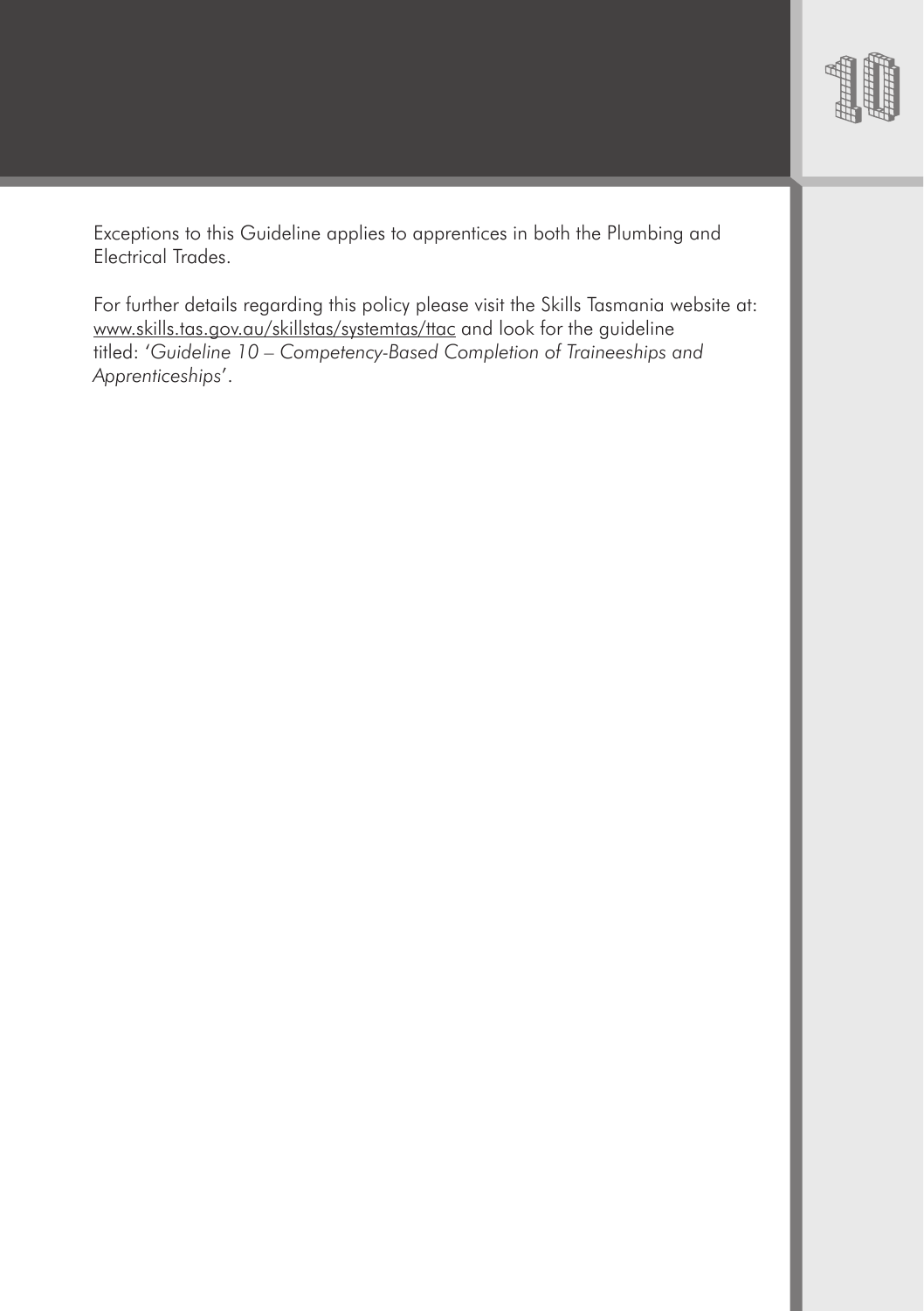Exceptions to this Guideline applies to apprentices in both the Plumbing and Electrical Trades.

For further details regarding this policy please visit the Skills Tasmania website at: www.skills.tas.gov.au/skillstas/systemtas/ttac and look for the guideline titled: '*Guideline 10 – Competency-Based Completion of Traineeships and Apprenticeships*'.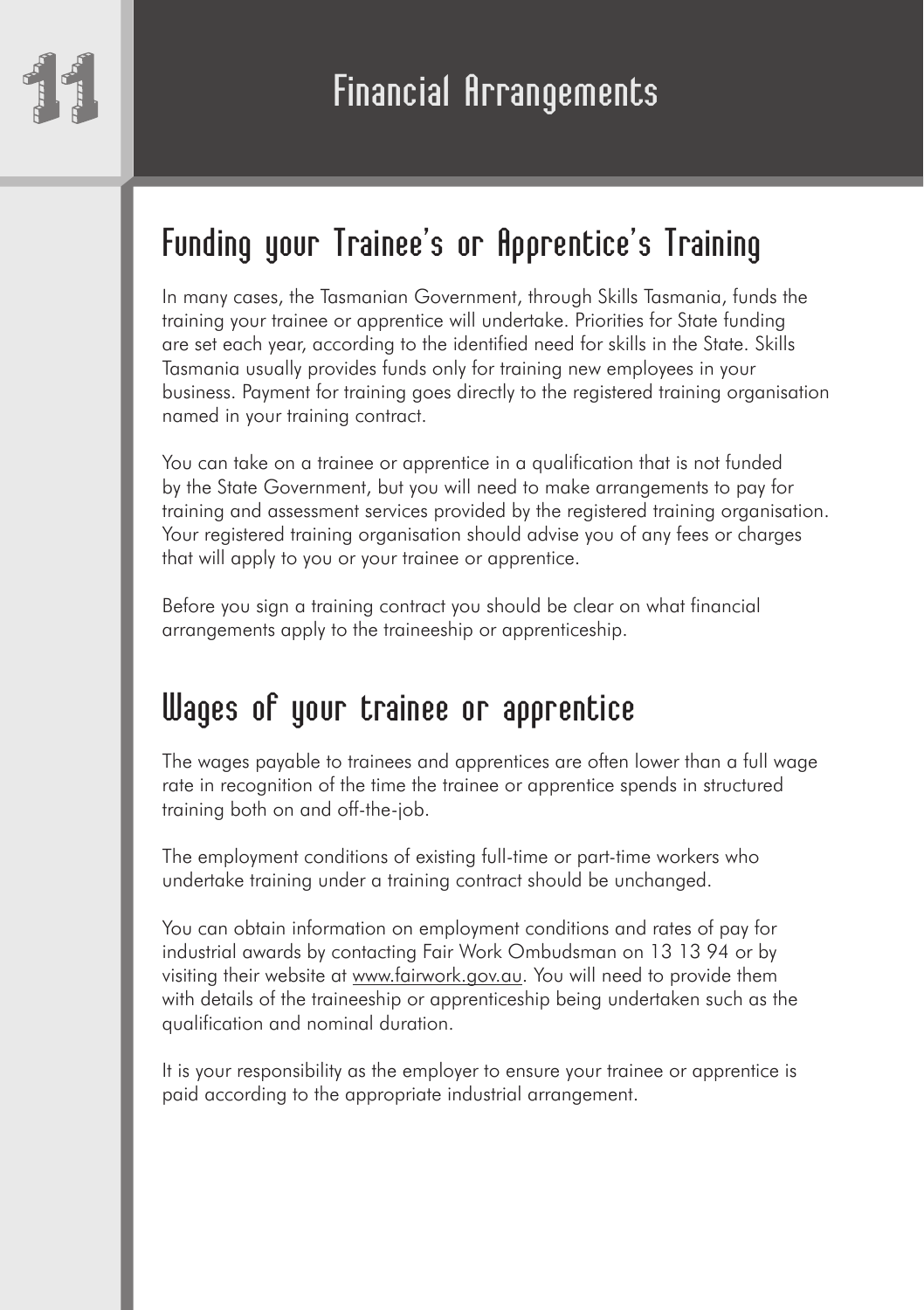# 11 Financial Arrangements

## Funding your Trainee's or Apprentice's Training

In many cases, the Tasmanian Government, through Skills Tasmania, funds the training your trainee or apprentice will undertake. Priorities for State funding are set each year, according to the identified need for skills in the State. Skills Tasmania usually provides funds only for training new employees in your business. Payment for training goes directly to the registered training organisation named in your training contract.

You can take on a trainee or apprentice in a qualification that is not funded by the State Government, but you will need to make arrangements to pay for training and assessment services provided by the registered training organisation. Your registered training organisation should advise you of any fees or charges that will apply to you or your trainee or apprentice.

Before you sign a training contract you should be clear on what financial arrangements apply to the traineeship or apprenticeship.

## Wages of your trainee or apprentice

The wages payable to trainees and apprentices are often lower than a full wage rate in recognition of the time the trainee or apprentice spends in structured training both on and off-the-job.

The employment conditions of existing full-time or part-time workers who undertake training under a training contract should be unchanged.

You can obtain information on employment conditions and rates of pay for industrial awards by contacting Fair Work Ombudsman on 13 13 94 or by visiting their website at www.fairwork.gov.au. You will need to provide them with details of the traineeship or apprenticeship being undertaken such as the qualification and nominal duration.

It is your responsibility as the employer to ensure your trainee or apprentice is paid according to the appropriate industrial arrangement.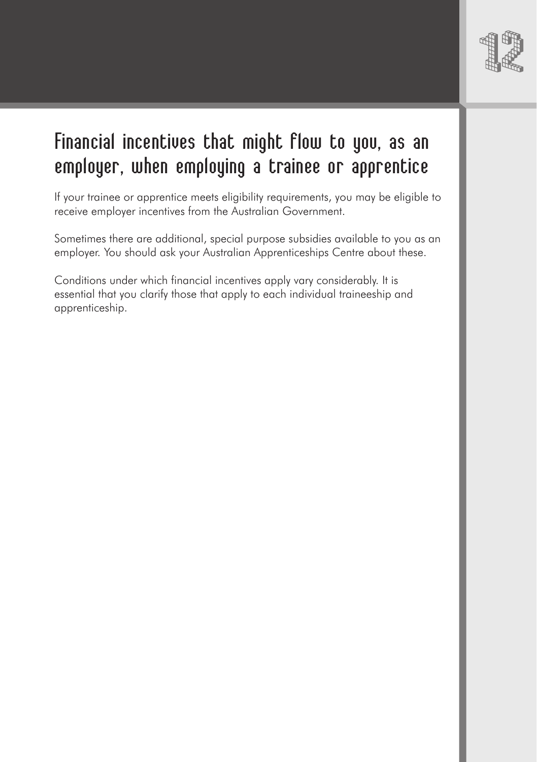# Financial incentives that might flow to you, as an employer, when employing a trainee or apprentice

If your trainee or apprentice meets eligibility requirements, you may be eligible to receive employer incentives from the Australian Government.

Sometimes there are additional, special purpose subsidies available to you as an employer. You should ask your Australian Apprenticeships Centre about these.

Conditions under which financial incentives apply vary considerably. It is essential that you clarify those that apply to each individual traineeship and apprenticeship.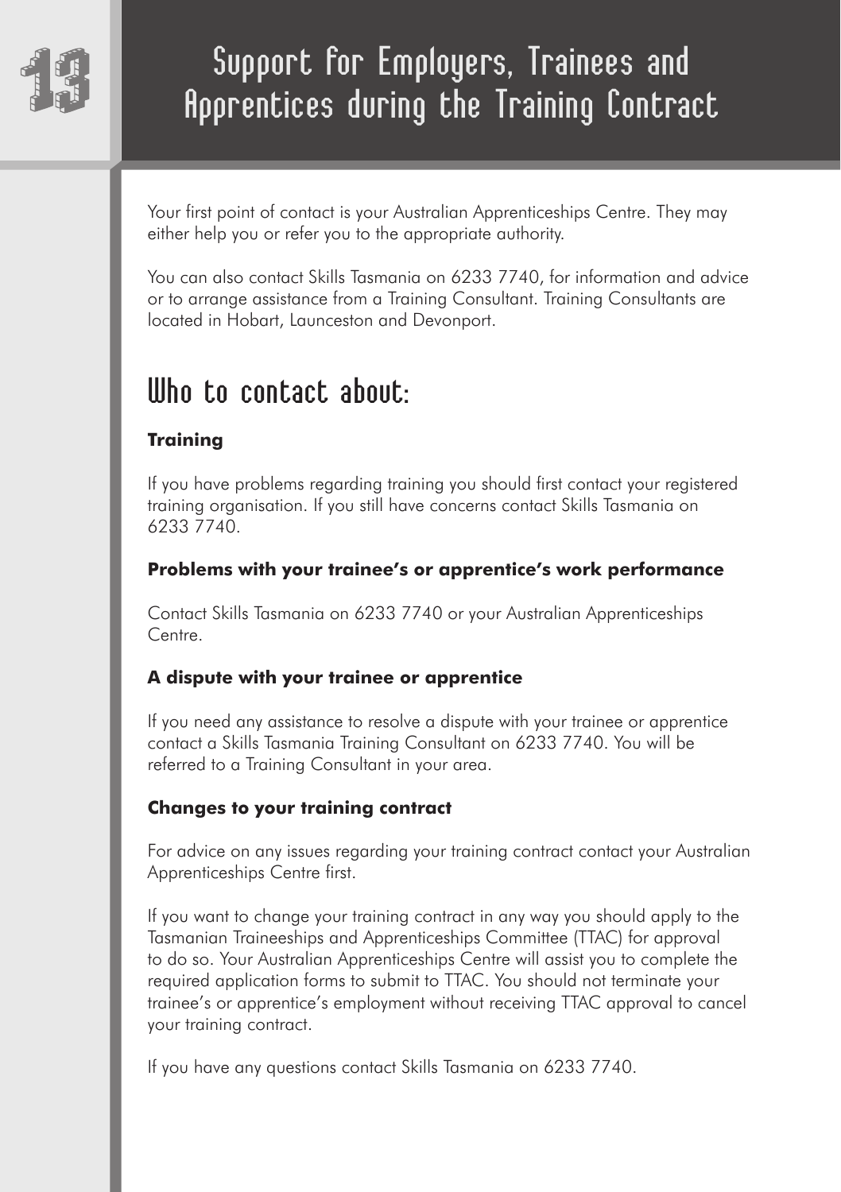# 13 Support for Employers, Trainees and Apprentices during the Training Contract

Your first point of contact is your Australian Apprenticeships Centre. They may either help you or refer you to the appropriate authority.

You can also contact Skills Tasmania on 6233 7740, for information and advice or to arrange assistance from a Training Consultant. Training Consultants are located in Hobart, Launceston and Devonport.

## Who to contact about:

**Training**

If you have problems regarding training you should first contact your registered training organisation. If you still have concerns contact Skills Tasmania on 6233 7740.

**Problems with your trainee's or apprentice's work performance**

Contact Skills Tasmania on 6233 7740 or your Australian Apprenticeships Centre.

**A dispute with your trainee or apprentice**

If you need any assistance to resolve a dispute with your trainee or apprentice contact a Skills Tasmania Training Consultant on 6233 7740. You will be referred to a Training Consultant in your area.

**Changes to your training contract**

For advice on any issues regarding your training contract contact your Australian Apprenticeships Centre first.

If you want to change your training contract in any way you should apply to the Tasmanian Traineeships and Apprenticeships Committee (TTAC) for approval to do so. Your Australian Apprenticeships Centre will assist you to complete the required application forms to submit to TTAC. You should not terminate your trainee's or apprentice's employment without receiving TTAC approval to cancel your training contract.

If you have any questions contact Skills Tasmania on 6233 7740.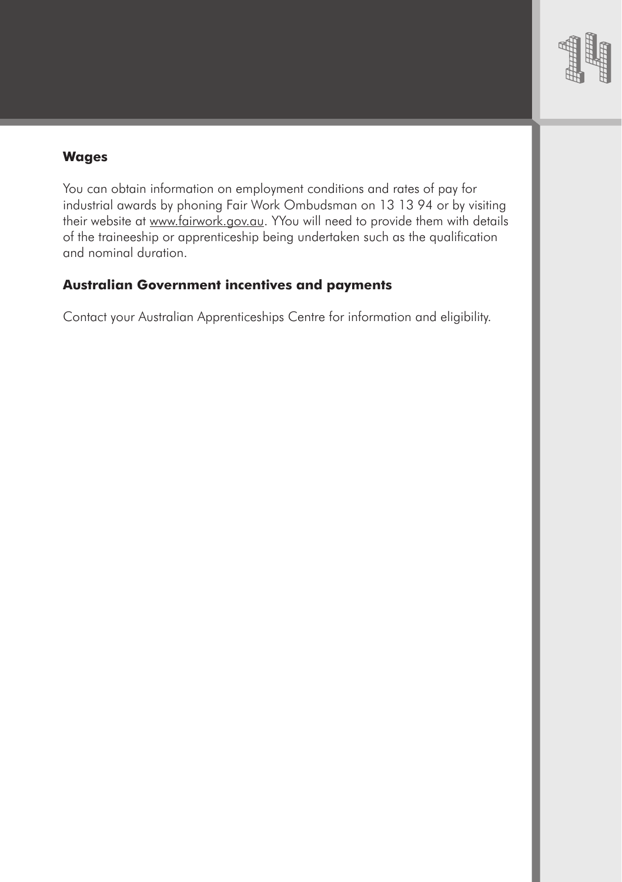**Wages**

You can obtain information on employment conditions and rates of pay for industrial awards by phoning Fair Work Ombudsman on 13 13 94 or by visiting their website at www.fairwork.gov.au. YYou will need to provide them with details of the traineeship or apprenticeship being undertaken such as the qualification and nominal duration.

**Australian Government incentives and payments**

Contact your Australian Apprenticeships Centre for information and eligibility.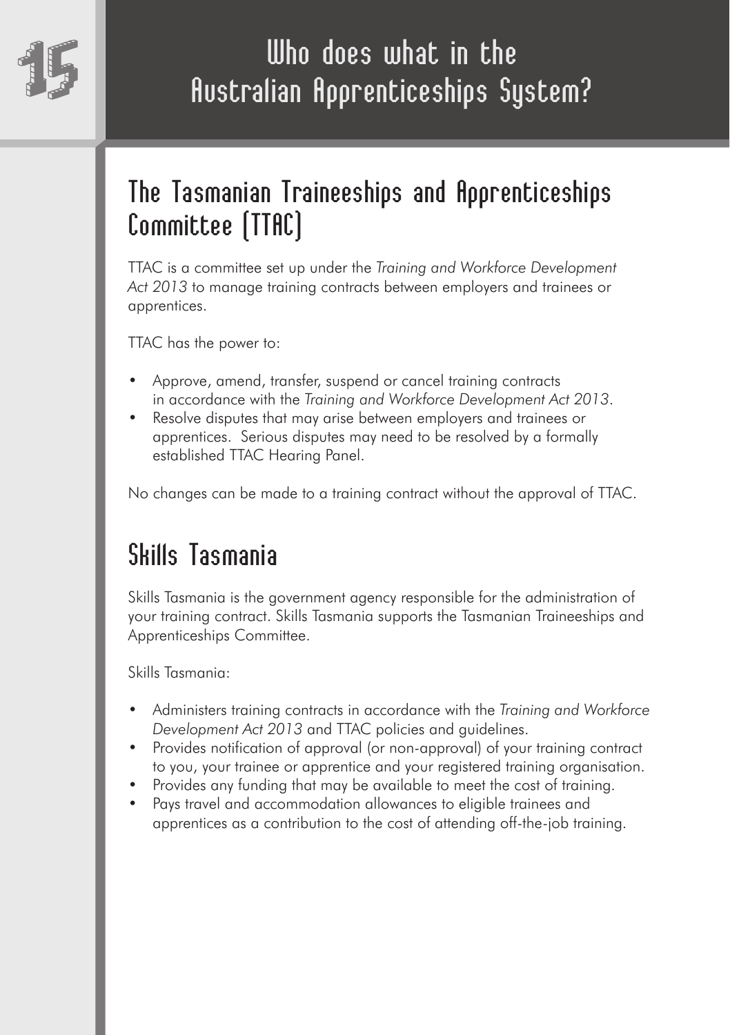# Who does what in the Australian Apprenticeships System?

## The Tasmanian Traineeships and Apprenticeships Committee (TTAC)

TTAC is a committee set up under the *Training and Workforce Development Act 2013* to manage training contracts between employers and trainees or apprentices.

TTAC has the power to:

- Approve, amend, transfer, suspend or cancel training contracts in accordance with the *Training and Workforce Development Act 2013*.
- Resolve disputes that may arise between employers and trainees or apprentices. Serious disputes may need to be resolved by a formally established TTAC Hearing Panel.

No changes can be made to a training contract without the approval of TTAC.

## Skills Tasmania

Skills Tasmania is the government agency responsible for the administration of your training contract. Skills Tasmania supports the Tasmanian Traineeships and Apprenticeships Committee.

Skills Tasmania:

- Administers training contracts in accordance with the *Training and Workforce Development Act 2013* and TTAC policies and guidelines.
- Provides notification of approval (or non-approval) of your training contract to you, your trainee or apprentice and your registered training organisation.
- Provides any funding that may be available to meet the cost of training.
- Pays travel and accommodation allowances to eligible trainees and apprentices as a contribution to the cost of attending off-the-job training.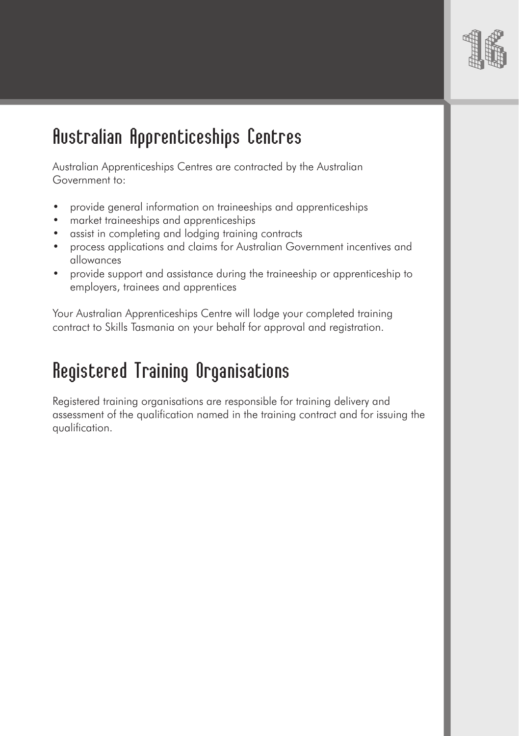## Australian Apprenticeships Centres

Australian Apprenticeships Centres are contracted by the Australian Government to:

- provide general information on traineeships and apprenticeships
- market traineeships and apprenticeships
- assist in completing and lodging training contracts
- process applications and claims for Australian Government incentives and allowances
- provide support and assistance during the traineeship or apprenticeship to employers, trainees and apprentices

Your Australian Apprenticeships Centre will lodge your completed training contract to Skills Tasmania on your behalf for approval and registration.

## Registered Training Organisations

Registered training organisations are responsible for training delivery and assessment of the qualification named in the training contract and for issuing the qualification.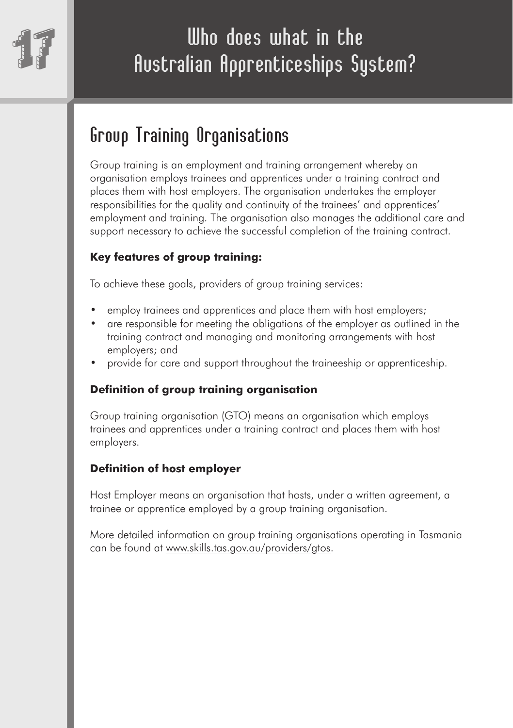# Who does what in the Australian Apprenticeships System?

## Group Training Organisations

Group training is an employment and training arrangement whereby an organisation employs trainees and apprentices under a training contract and places them with host employers. The organisation undertakes the employer responsibilities for the quality and continuity of the trainees' and apprentices' employment and training. The organisation also manages the additional care and support necessary to achieve the successful completion of the training contract.

**Key features of group training:**

To achieve these goals, providers of group training services:

- employ trainees and apprentices and place them with host employers;
- are responsible for meeting the obligations of the employer as outlined in the training contract and managing and monitoring arrangements with host employers; and
- provide for care and support throughout the traineeship or apprenticeship.

**Definition of group training organisation**

Group training organisation (GTO) means an organisation which employs trainees and apprentices under a training contract and places them with host employers.

**Definition of host employer**

Host Employer means an organisation that hosts, under a written agreement, a trainee or apprentice employed by a group training organisation.

More detailed information on group training organisations operating in Tasmania can be found at www.skills.tas.gov.au/providers/gtos.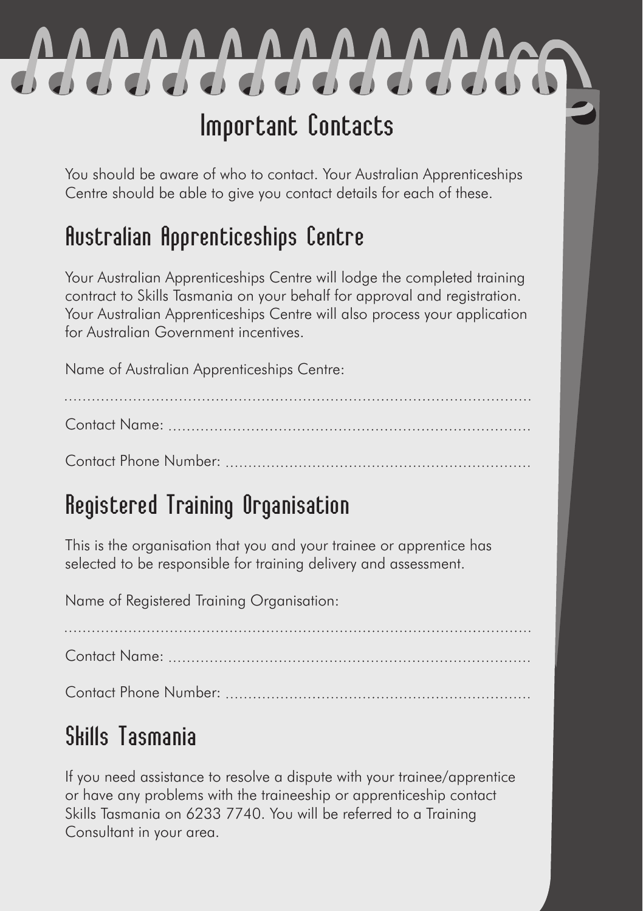# Important Contacts

You should be aware of who to contact. Your Australian Apprenticeships Centre should be able to give you contact details for each of these.

## Australian Apprenticeships Centre

Your Australian Apprenticeships Centre will lodge the completed training contract to Skills Tasmania on your behalf for approval and registration. Your Australian Apprenticeships Centre will also process your application for Australian Government incentives.

Name of Australian Apprenticeships Centre:

.............................................................................................................

Contact Name: .........................................................................................

Contact Phone Number: ...........................................................................

## Registered Training Organisation

This is the organisation that you and your trainee or apprentice has selected to be responsible for training delivery and assessment.

Name of Registered Training Organisation:

.............................................................................................................

Contact Name: .........................................................................................

Contact Phone Number: ...........................................................................

## Skills Tasmania

If you need assistance to resolve a dispute with your trainee/apprentice or have any problems with the traineeship or apprenticeship contact Skills Tasmania on 6233 7740. You will be referred to a Training Consultant in your area.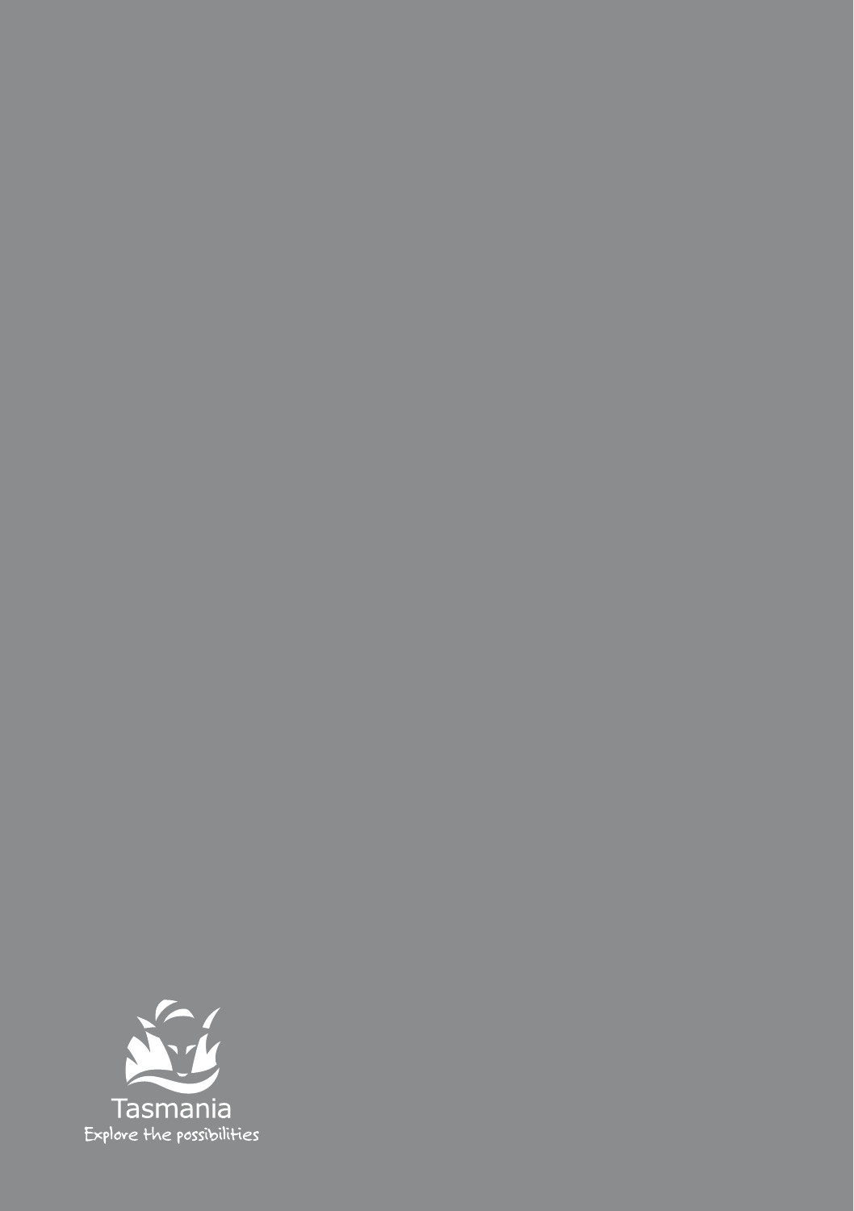Tasmania
Explore the possibilities